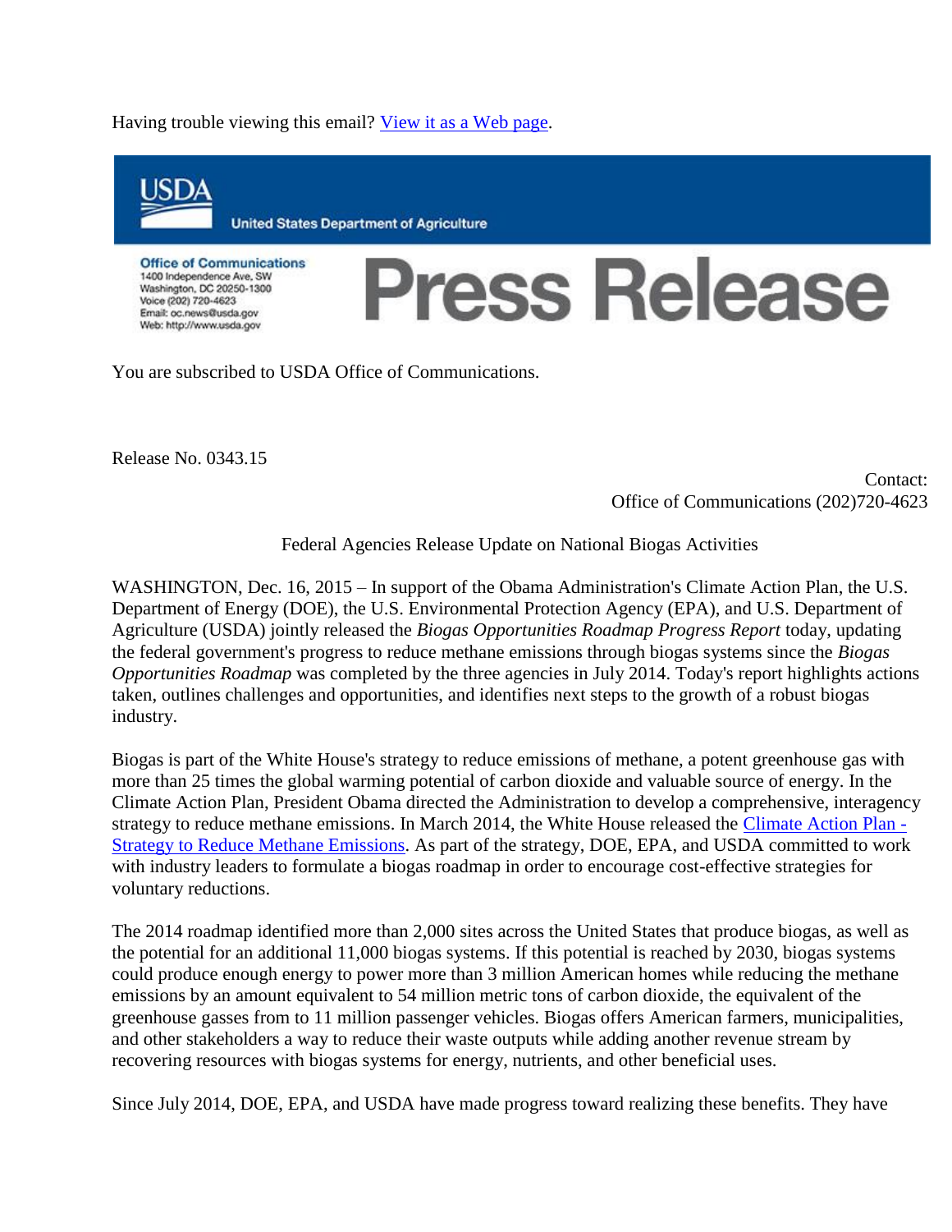Having trouble viewing this email? [View it as a Web page](#).

USDA
United States Department of Agriculture

**Office of Communications**
1400 Independence Ave, SW
Washington, DC 20250-1300
Voice (202) 720-4623
Email: oc.news@usda.gov
Web: http://www.usda.gov

# Press Release

You are subscribed to USDA Office of Communications.

Release No. 0343.15

Contact:
Office of Communications (202)720-4623

## Federal Agencies Release Update on National Biogas Activities

WASHINGTON, Dec. 16, 2015 – In support of the Obama Administration's Climate Action Plan, the U.S. Department of Energy (DOE), the U.S. Environmental Protection Agency (EPA), and U.S. Department of Agriculture (USDA) jointly released the *Biogas Opportunities Roadmap Progress Report* today, updating the federal government's progress to reduce methane emissions through biogas systems since the *Biogas Opportunities Roadmap* was completed by the three agencies in July 2014. Today's report highlights actions taken, outlines challenges and opportunities, and identifies next steps to the growth of a robust biogas industry.

Biogas is part of the White House's strategy to reduce emissions of methane, a potent greenhouse gas with more than 25 times the global warming potential of carbon dioxide and valuable source of energy. In the Climate Action Plan, President Obama directed the Administration to develop a comprehensive, interagency strategy to reduce methane emissions. In March 2014, the White House released the [Climate Action Plan - Strategy to Reduce Methane Emissions](#). As part of the strategy, DOE, EPA, and USDA committed to work with industry leaders to formulate a biogas roadmap in order to encourage cost-effective strategies for voluntary reductions.

The 2014 roadmap identified more than 2,000 sites across the United States that produce biogas, as well as the potential for an additional 11,000 biogas systems. If this potential is reached by 2030, biogas systems could produce enough energy to power more than 3 million American homes while reducing the methane emissions by an amount equivalent to 54 million metric tons of carbon dioxide, the equivalent of the greenhouse gasses from to 11 million passenger vehicles. Biogas offers American farmers, municipalities, and other stakeholders a way to reduce their waste outputs while adding another revenue stream by recovering resources with biogas systems for energy, nutrients, and other beneficial uses.

Since July 2014, DOE, EPA, and USDA have made progress toward realizing these benefits. They have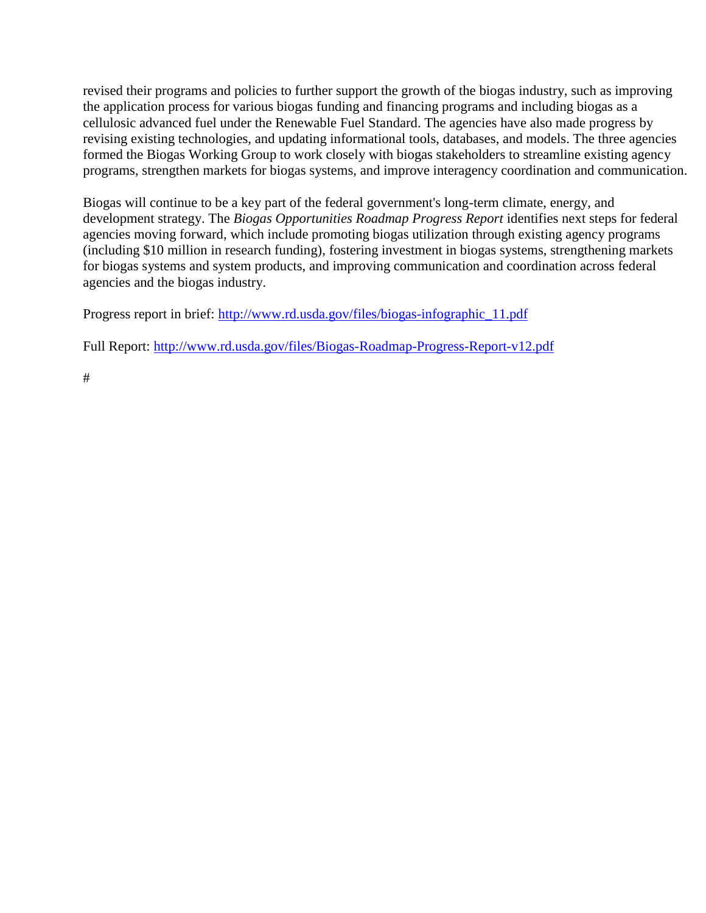revised their programs and policies to further support the growth of the biogas industry, such as improving the application process for various biogas funding and financing programs and including biogas as a cellulosic advanced fuel under the Renewable Fuel Standard. The agencies have also made progress by revising existing technologies, and updating informational tools, databases, and models. The three agencies formed the Biogas Working Group to work closely with biogas stakeholders to streamline existing agency programs, strengthen markets for biogas systems, and improve interagency coordination and communication.

Biogas will continue to be a key part of the federal government's long-term climate, energy, and development strategy. The *Biogas Opportunities Roadmap Progress Report* identifies next steps for federal agencies moving forward, which include promoting biogas utilization through existing agency programs (including $10 million in research funding), fostering investment in biogas systems, strengthening markets for biogas systems and system products, and improving communication and coordination across federal agencies and the biogas industry.

Progress report in brief: http://www.rd.usda.gov/files/biogas-infographic_11.pdf

Full Report: http://www.rd.usda.gov/files/Biogas-Roadmap-Progress-Report-v12.pdf

#